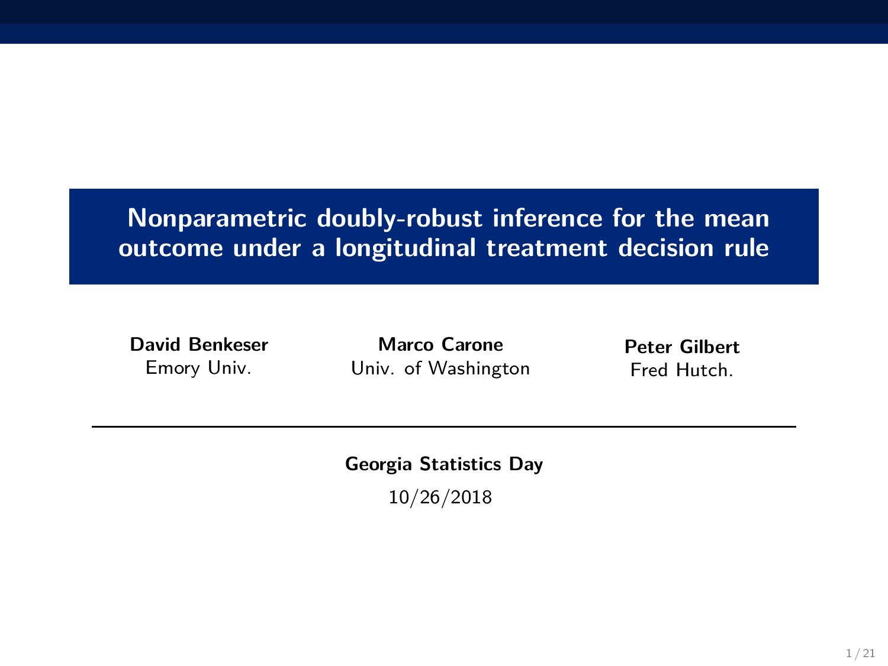# Nonparametric doubly-robust inference for the mean outcome under a longitudinal treatment decision rule

**David Benkeser**
Emory Univ.

**Marco Carone**
Univ. of Washington

**Peter Gilbert**
Fred Hutch.

---

**Georgia Statistics Day**

10/26/2018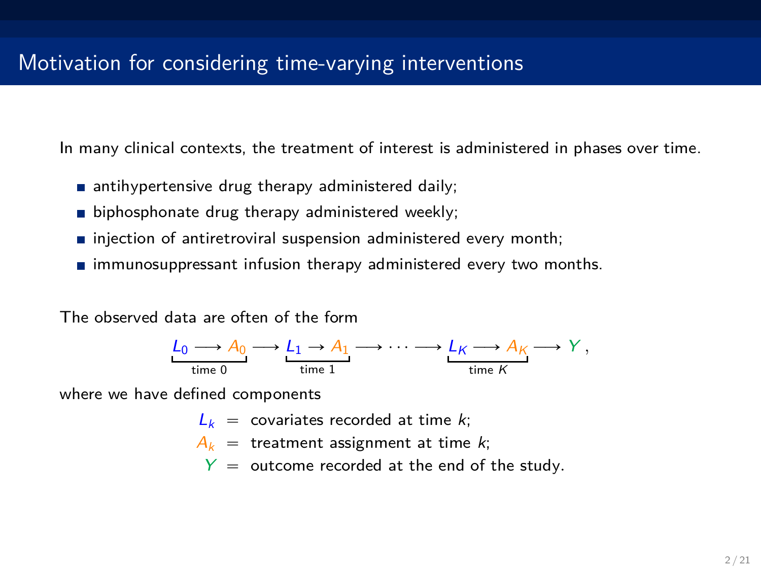# Motivation for considering time-varying interventions

In many clinical contexts, the treatment of interest is administered in phases over time.

- antihypertensive drug therapy administered daily;
- biphosphonate drug therapy administered weekly;
- injection of antiretroviral suspension administered every month;
- immunosuppressant infusion therapy administered every two months.

The observed data are often of the form

$$\underbrace{L_0 \longrightarrow A_0}_{\text{time } 0} \longrightarrow \underbrace{L_1 \rightarrow A_1}_{\text{time } 1} \longrightarrow \cdots \longrightarrow \underbrace{L_K \longrightarrow A_K}_{\text{time } K} \longrightarrow Y,$$

where we have defined components

$$\begin{aligned} L_k &= \text{covariates recorded at time } k; \\ A_k &= \text{treatment assignment at time } k; \\ Y &= \text{outcome recorded at the end of the study.} \end{aligned}$$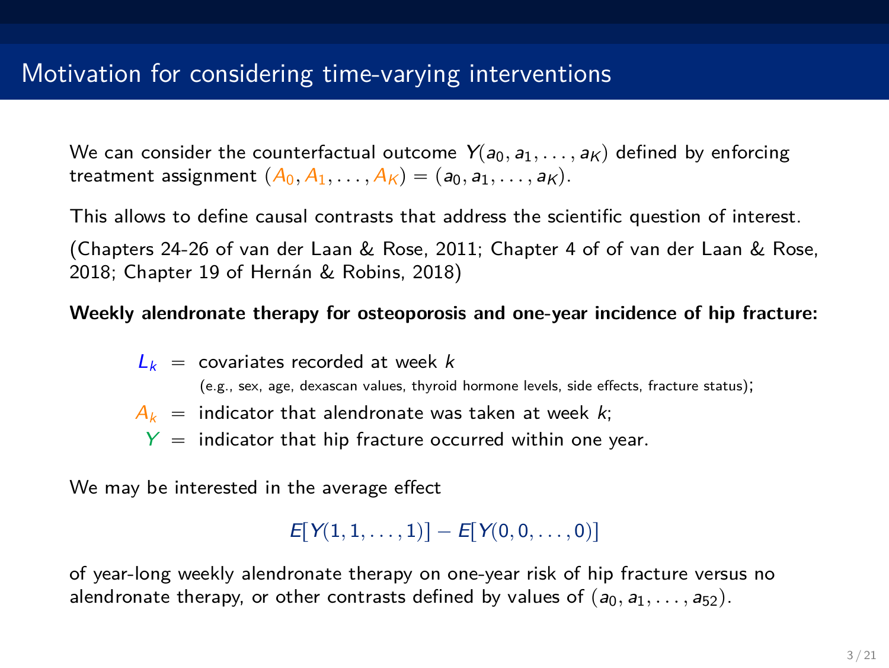# Motivation for considering time-varying interventions

We can consider the counterfactual outcome $Y(a_0, a_1, \dots, a_K)$ defined by enforcing treatment assignment $(A_0, A_1, \dots, A_K) = (a_0, a_1, \dots, a_K)$.

This allows to define causal contrasts that address the scientific question of interest.

(Chapters 24-26 of van der Laan & Rose, 2011; Chapter 4 of of van der Laan & Rose, 2018; Chapter 19 of Hernán & Robins, 2018)

**Weekly alendronate therapy for osteoporosis and one-year incidence of hip fracture:**

$L_k$ = covariates recorded at week $k$
(e.g., sex, age, dexascan values, thyroid hormone levels, side effects, fracture status);

$A_k$ = indicator that alendronate was taken at week $k$;

$Y$ = indicator that hip fracture occurred within one year.

We may be interested in the average effect

$$E[Y(1, 1, \dots, 1)] - E[Y(0, 0, \dots, 0)]$$

of year-long weekly alendronate therapy on one-year risk of hip fracture versus no alendronate therapy, or other contrasts defined by values of $(a_0, a_1, \dots, a_{52})$.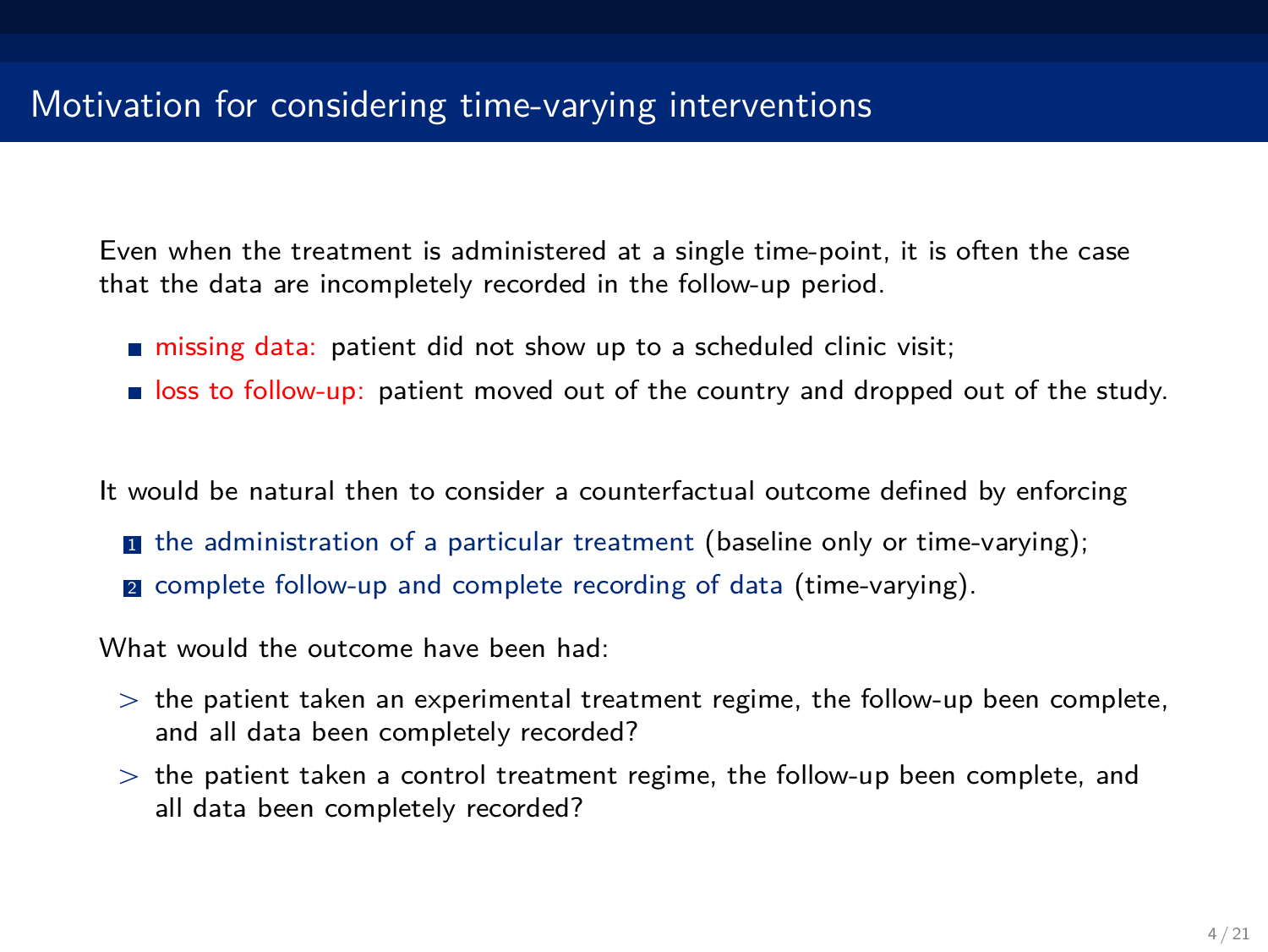# Motivation for considering time-varying interventions

Even when the treatment is administered at a single time-point, it is often the case that the data are incompletely recorded in the follow-up period.

- missing data: patient did not show up to a scheduled clinic visit;
- loss to follow-up: patient moved out of the country and dropped out of the study.

It would be natural then to consider a counterfactual outcome defined by enforcing

1. the administration of a particular treatment (baseline only or time-varying);
2. complete follow-up and complete recording of data (time-varying).

What would the outcome have been had:

> the patient taken an experimental treatment regime, the follow-up been complete, and all data been completely recorded?

> the patient taken a control treatment regime, the follow-up been complete, and all data been completely recorded?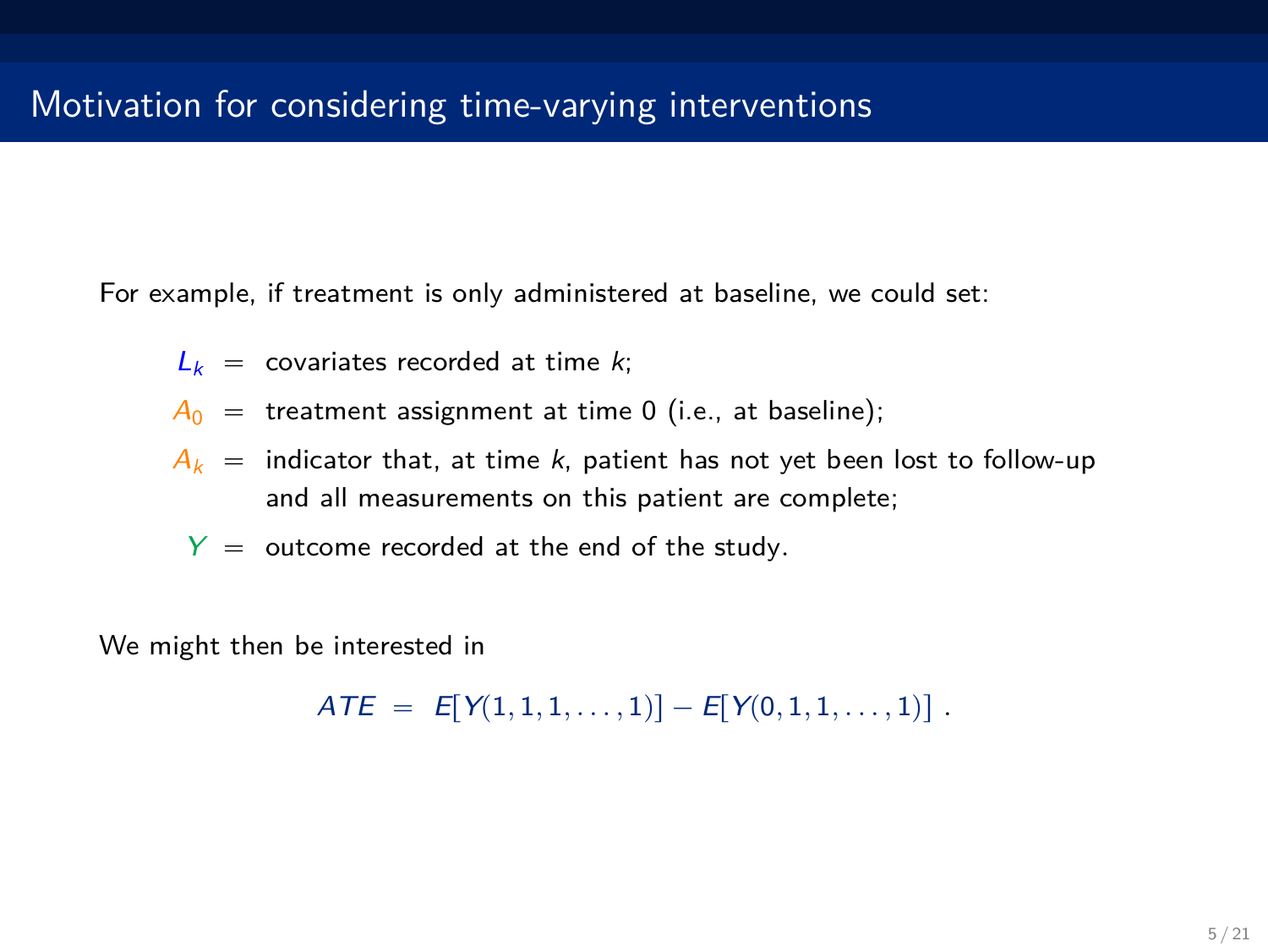## Motivation for considering time-varying interventions

For example, if treatment is only administered at baseline, we could set:

$$
\begin{aligned}
L_k &= \text{covariates recorded at time } k; \\
A_0 &= \text{treatment assignment at time 0 (i.e., at baseline);} \\
A_k &= \text{indicator that, at time } k \text{, patient has not yet been lost to follow-up} \\
&\quad\ \text{and all measurements on this patient are complete;} \\
Y &= \text{outcome recorded at the end of the study.}
\end{aligned}
$$

We might then be interested in

$$ATE = E[Y(1,1,1,\ldots,1)] - E[Y(0,1,1,\ldots,1)] \; .$$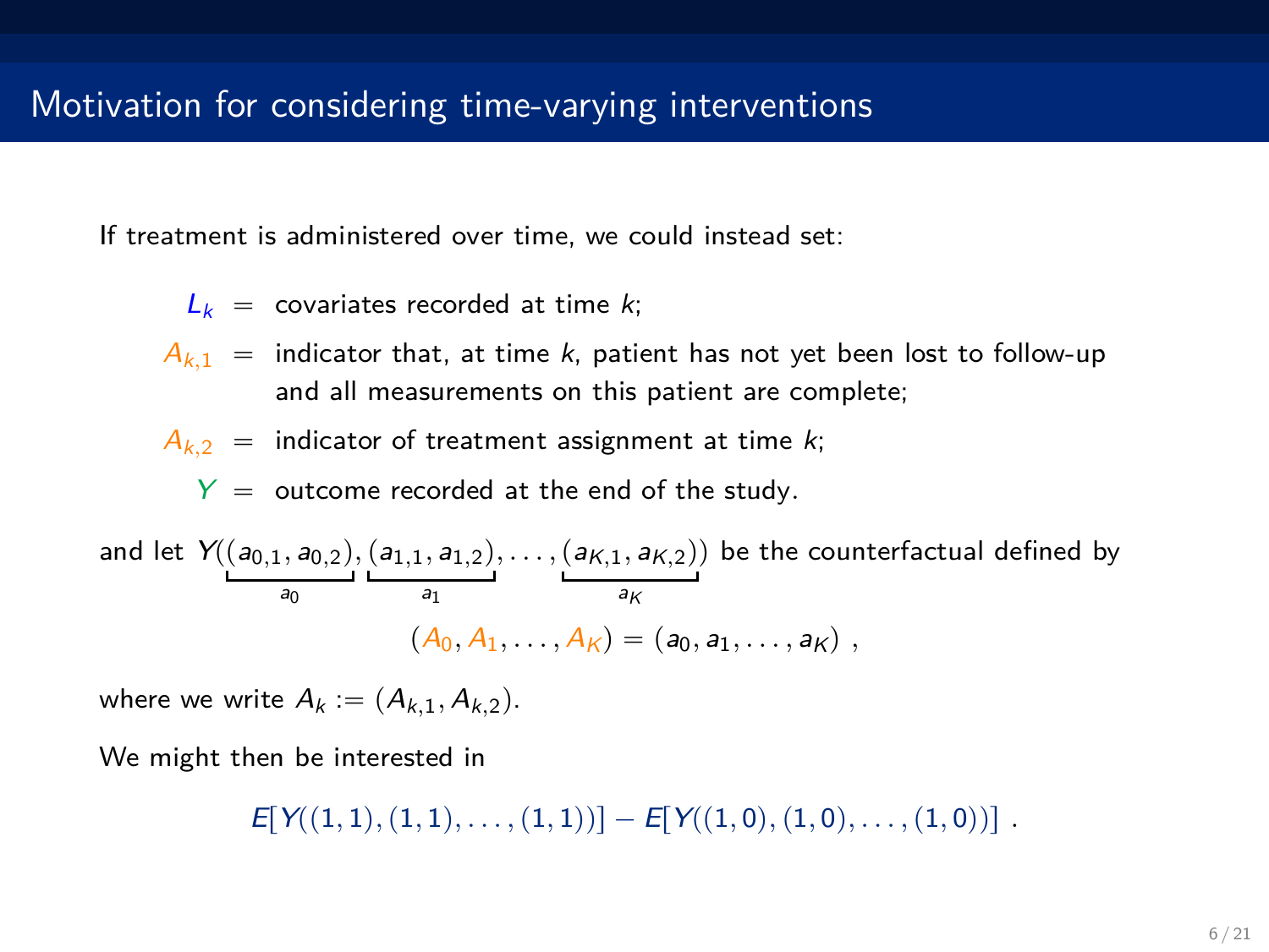# Motivation for considering time-varying interventions

If treatment is administered over time, we could instead set:

$$
\begin{aligned}
L_k &= \text{covariates recorded at time } k; \\
A_{k,1} &= \text{indicator that, at time } k\text{, patient has not yet been lost to follow-up} \\
&\quad\ \text{and all measurements on this patient are complete;} \\
A_{k,2} &= \text{indicator of treatment assignment at time } k; \\
Y &= \text{outcome recorded at the end of the study.}
\end{aligned}
$$

and let $Y(\underbrace{(a_{0,1}, a_{0,2})}_{a_0}, \underbrace{(a_{1,1}, a_{1,2})}_{a_1}, \ldots, \underbrace{(a_{K,1}, a_{K,2})}_{a_K})$ be the counterfactual defined by

$$
(A_0, A_1, \ldots, A_K) = (a_0, a_1, \ldots, a_K) \ ,
$$

where we write $A_k := (A_{k,1}, A_{k,2})$.

We might then be interested in

$$
E[Y((1,1),(1,1),\ldots,(1,1))] - E[Y((1,0),(1,0),\ldots,(1,0))] \ .
$$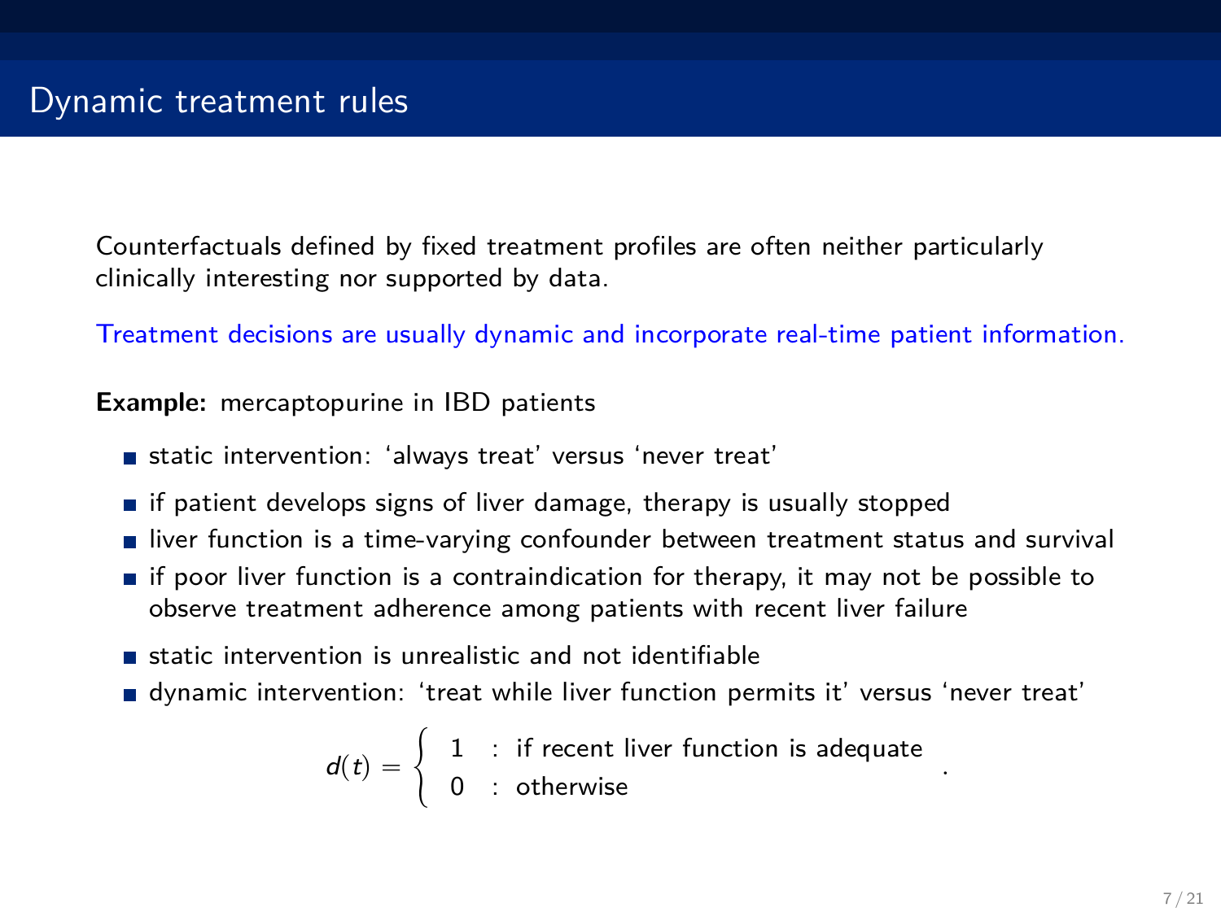# Dynamic treatment rules

Counterfactuals defined by fixed treatment profiles are often neither particularly clinically interesting nor supported by data.

Treatment decisions are usually dynamic and incorporate real-time patient information.

**Example:** mercaptopurine in IBD patients

- static intervention: 'always treat' versus 'never treat'
- if patient develops signs of liver damage, therapy is usually stopped
- liver function is a time-varying confounder between treatment status and survival
- if poor liver function is a contraindication for therapy, it may not be possible to observe treatment adherence among patients with recent liver failure
- static intervention is unrealistic and not identifiable
- dynamic intervention: 'treat while liver function permits it' versus 'never treat'

$$d(t) = \begin{cases} 1 & : \text{ if recent liver function is adequate} \\ 0 & : \text{ otherwise} \end{cases} .$$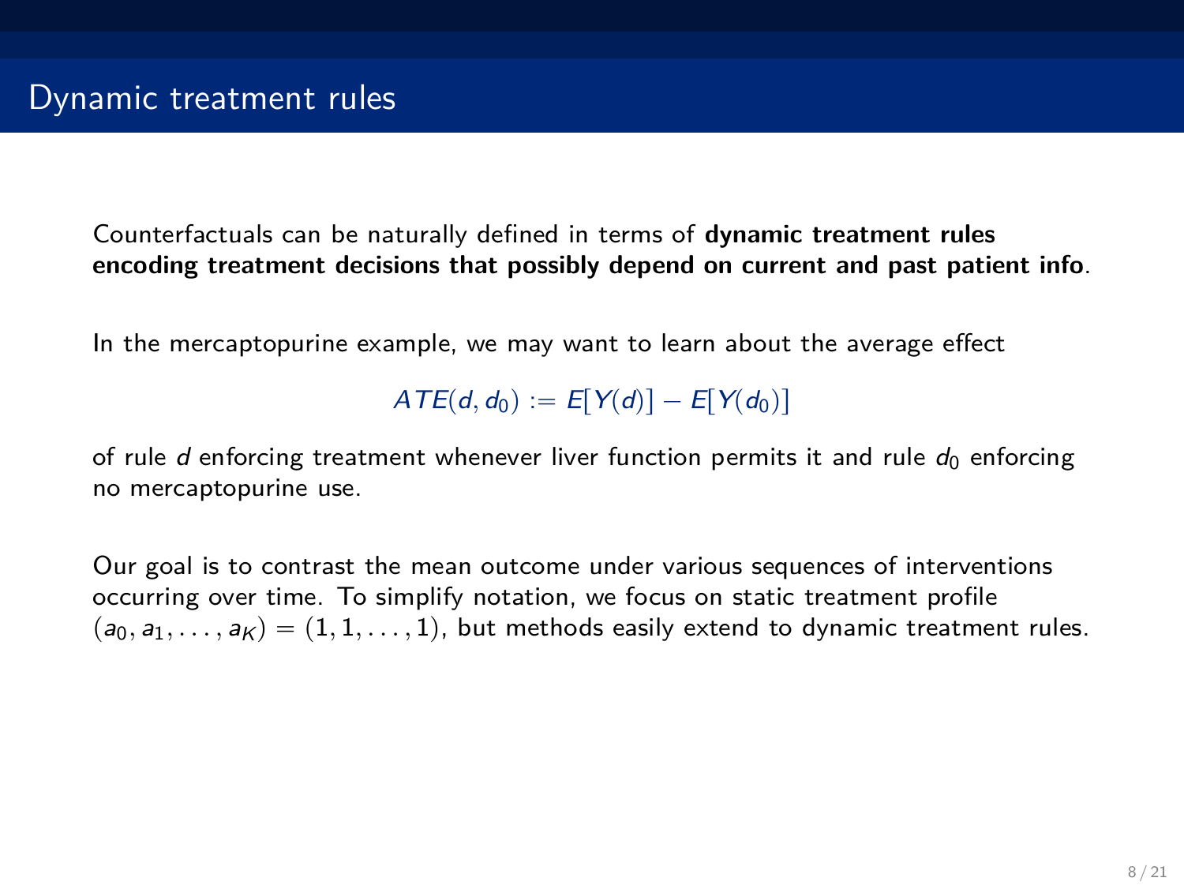# Dynamic treatment rules

Counterfactuals can be naturally defined in terms of **dynamic treatment rules encoding treatment decisions that possibly depend on current and past patient info**.

In the mercaptopurine example, we may want to learn about the average effect

$$ATE(d, d_0) := E[Y(d)] - E[Y(d_0)]$$

of rule $d$ enforcing treatment whenever liver function permits it and rule $d_0$ enforcing no mercaptopurine use.

Our goal is to contrast the mean outcome under various sequences of interventions occurring over time. To simplify notation, we focus on static treatment profile $(a_0, a_1, \ldots, a_K) = (1, 1, \ldots, 1)$, but methods easily extend to dynamic treatment rules.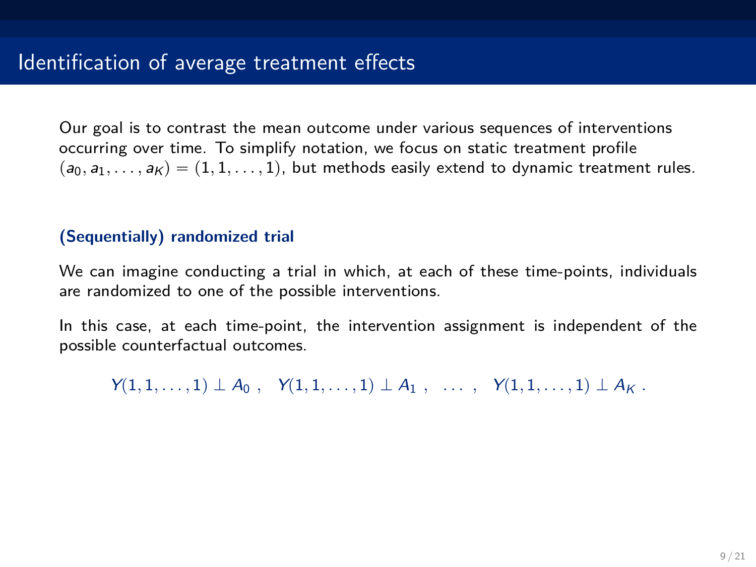# Identification of average treatment effects

Our goal is to contrast the mean outcome under various sequences of interventions occurring over time. To simplify notation, we focus on static treatment profile $(a_0, a_1, \ldots, a_K) = (1, 1, \ldots, 1)$, but methods easily extend to dynamic treatment rules.

**(Sequentially) randomized trial**

We can imagine conducting a trial in which, at each of these time-points, individuals are randomized to one of the possible interventions.

In this case, at each time-point, the intervention assignment is independent of the possible counterfactual outcomes.

$$Y(1, 1, \ldots, 1) \perp A_0 \; , \quad Y(1, 1, \ldots, 1) \perp A_1 \; , \quad \ldots \; , \quad Y(1, 1, \ldots, 1) \perp A_K \; .$$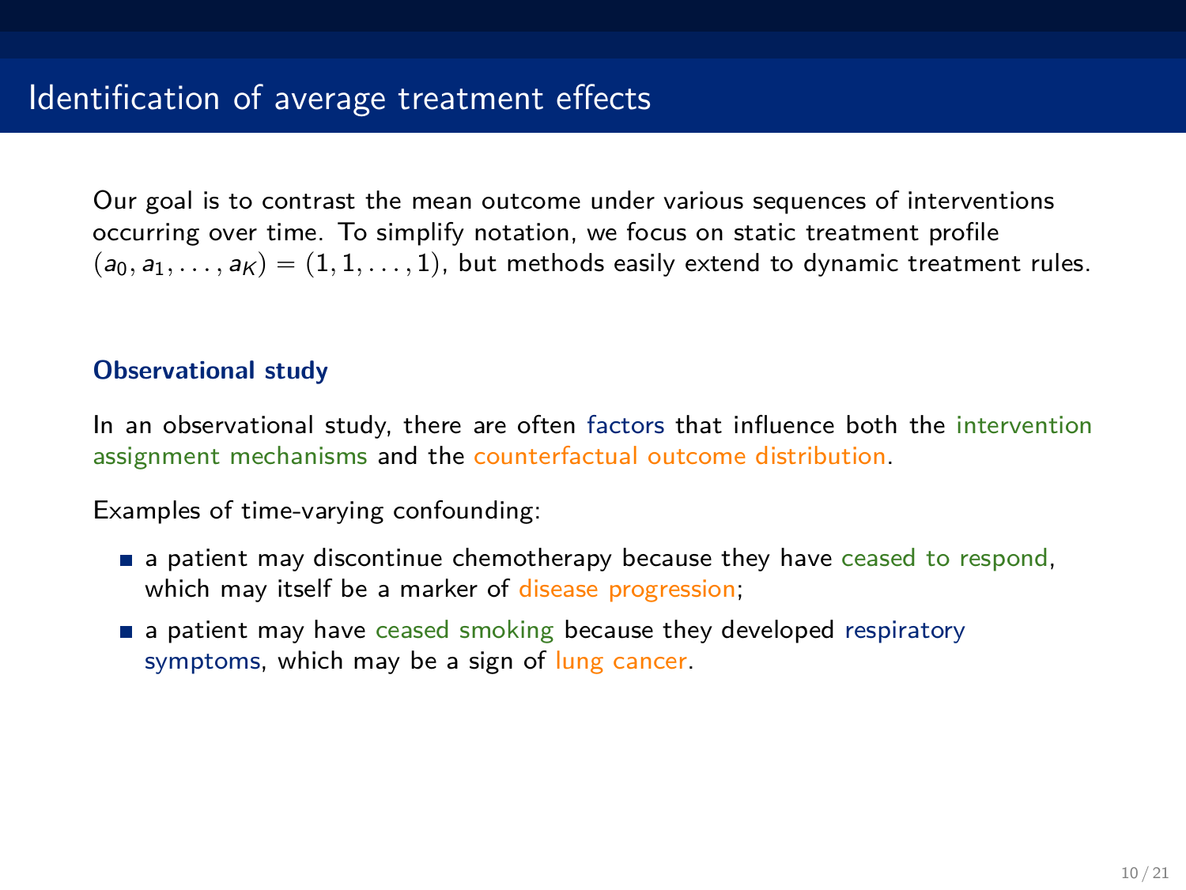# Identification of average treatment effects

Our goal is to contrast the mean outcome under various sequences of interventions occurring over time. To simplify notation, we focus on static treatment profile $(a_0, a_1, \ldots, a_K) = (1, 1, \ldots, 1)$, but methods easily extend to dynamic treatment rules.

**Observational study**

In an observational study, there are often factors that influence both the intervention assignment mechanisms and the counterfactual outcome distribution.

Examples of time-varying confounding:

- a patient may discontinue chemotherapy because they have ceased to respond, which may itself be a marker of disease progression;
- a patient may have ceased smoking because they developed respiratory symptoms, which may be a sign of lung cancer.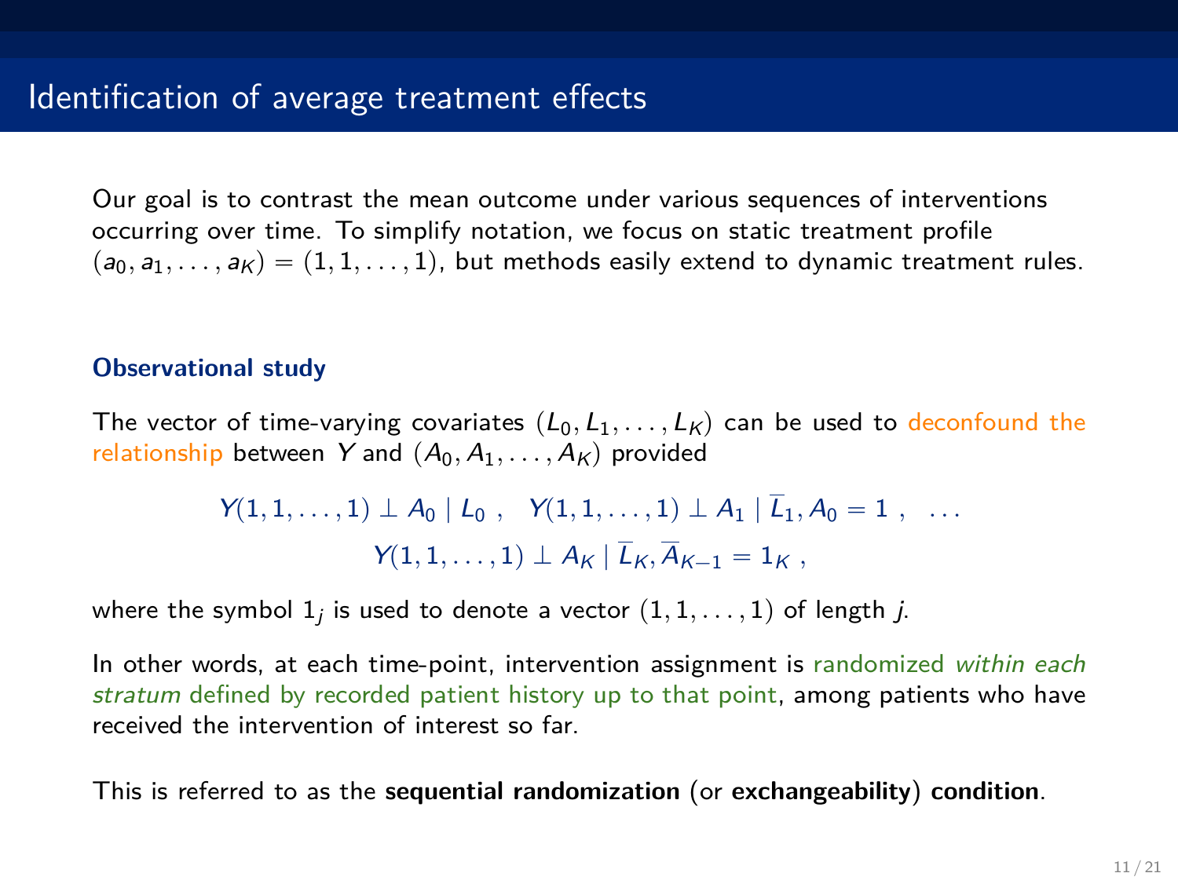# Identification of average treatment effects

Our goal is to contrast the mean outcome under various sequences of interventions occurring over time. To simplify notation, we focus on static treatment profile $(a_0, a_1, \ldots, a_K) = (1, 1, \ldots, 1)$, but methods easily extend to dynamic treatment rules.

**Observational study**

The vector of time-varying covariates $(L_0, L_1, \ldots, L_K)$ can be used to deconfound the relationship between $Y$ and $(A_0, A_1, \ldots, A_K)$ provided

$$Y(1,1,\ldots,1) \perp A_0 \mid L_0 \ , \quad Y(1,1,\ldots,1) \perp A_1 \mid \overline{L}_1, A_0 = 1 \ , \quad \ldots$$
$$Y(1,1,\ldots,1) \perp A_K \mid \overline{L}_K, \overline{A}_{K-1} = 1_K \ ,$$

where the symbol $1_j$ is used to denote a vector $(1, 1, \ldots, 1)$ of length $j$.

In other words, at each time-point, intervention assignment is randomized *within each stratum* defined by recorded patient history up to that point, among patients who have received the intervention of interest so far.

This is referred to as the **sequential randomization** (or **exchangeability**) **condition**.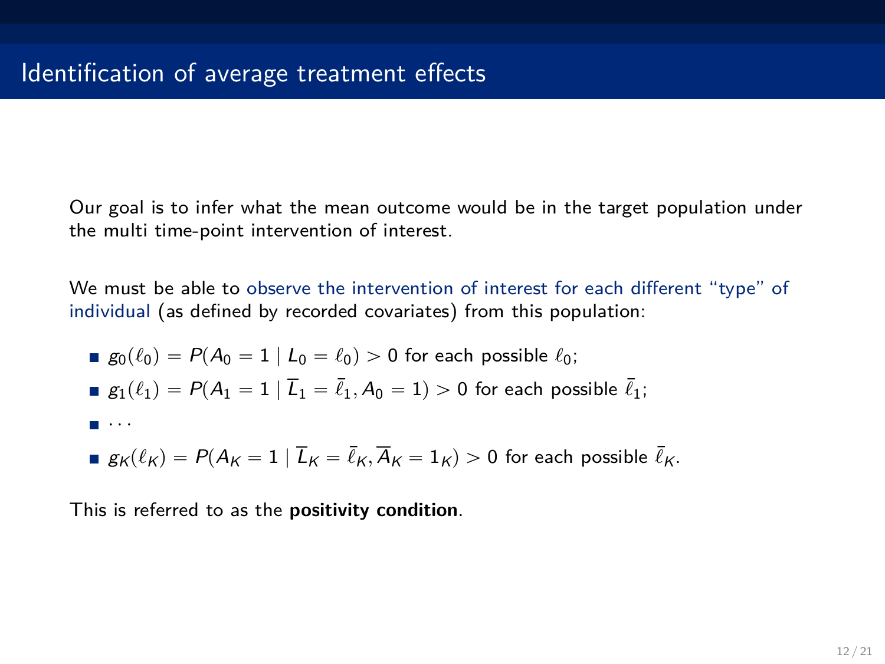# Identification of average treatment effects

Our goal is to infer what the mean outcome would be in the target population under the multi time-point intervention of interest.

We must be able to observe the intervention of interest for each different "type" of individual (as defined by recorded covariates) from this population:

- $g_0(\ell_0) = P(A_0 = 1 \mid L_0 = \ell_0) > 0$ for each possible $\ell_0$;
- $g_1(\ell_1) = P(A_1 = 1 \mid \overline{L}_1 = \bar{\ell}_1, A_0 = 1) > 0$ for each possible $\bar{\ell}_1$;
- $\cdots$
- $g_K(\ell_K) = P(A_K = 1 \mid \overline{L}_K = \bar{\ell}_K, \overline{A}_K = 1_K) > 0$ for each possible $\bar{\ell}_K$.

This is referred to as the **positivity condition**.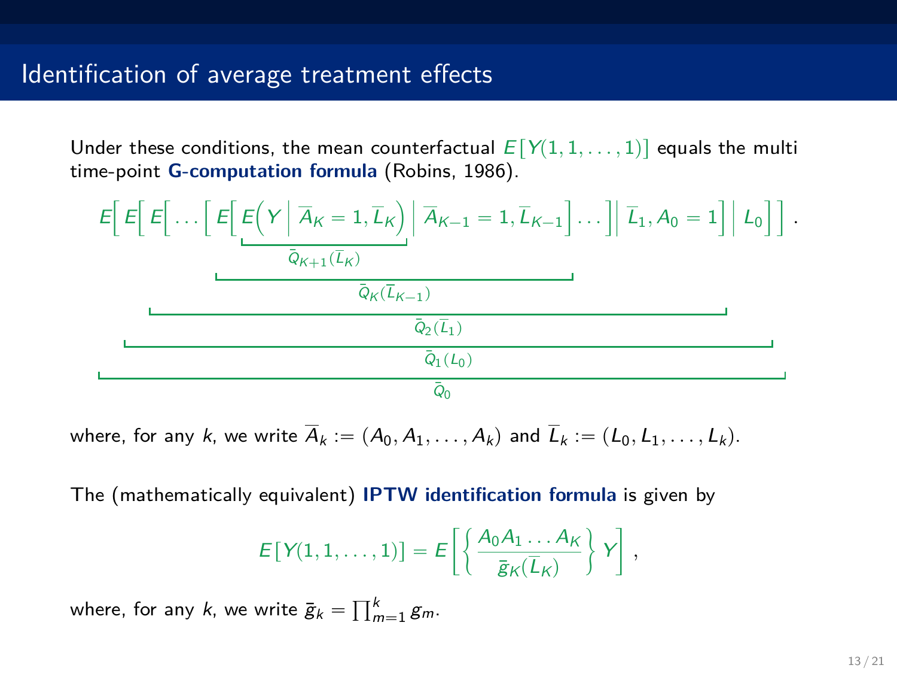## Identification of average treatment effects

Under these conditions, the mean counterfactual $E[Y(1,1,\ldots,1)]$ equals the multi time-point **G-computation formula** (Robins, 1986).

$$
\underbrace{E\Big[\underbrace{E\Big[\underbrace{E\Big[\ldots\Big[\underbrace{E\Big[\underbrace{E\Big(Y\,\Big|\,\overline{A}_K=1,\overline{L}_K\Big)}_{\bar{Q}_{K+1}(\overline{L}_K)}\,\Big|\,\overline{A}_{K-1}=1,\overline{L}_{K-1}\Big]}_{\bar{Q}_K(\overline{L}_{K-1})}\ldots\Big]\,\Big|\,\overline{L}_1,A_0=1\Big]}_{\bar{Q}_2(\overline{L}_1)}\,\Big|\,L_0\Big]}_{\bar{Q}_1(L_0)}\Big]}_{\bar{Q}_0}\,.
$$

where, for any $k$, we write $\overline{A}_k := (A_0, A_1, \ldots, A_k)$ and $\overline{L}_k := (L_0, L_1, \ldots, L_k)$.

The (mathematically equivalent) **IPTW identification formula** is given by

$$
E[Y(1,1,\ldots,1)] = E\left[\left\{\frac{A_0 A_1 \ldots A_K}{\bar{g}_K(\overline{L}_K)}\right\} Y\right],
$$

where, for any $k$, we write $\bar{g}_k = \prod_{m=1}^{k} g_m$.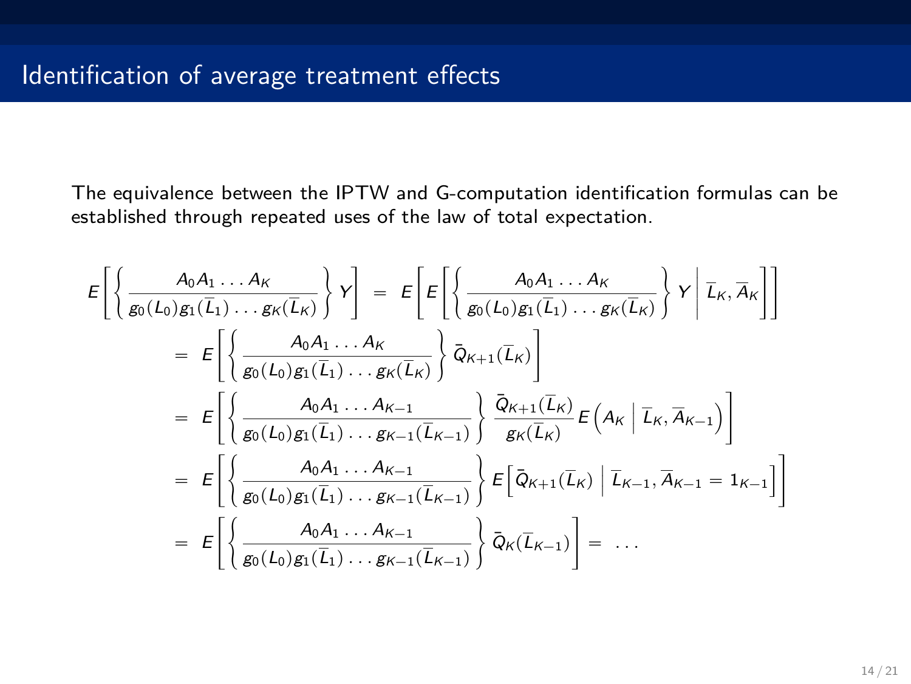# Identification of average treatment effects

The equivalence between the IPTW and G-computation identification formulas can be established through repeated uses of the law of total expectation.

$$
\begin{aligned}
E\left[\left\{\frac{A_0 A_1 \dots A_K}{g_0(L_0) g_1(\overline{L}_1) \dots g_K(\overline{L}_K)}\right\} Y\right] &= E\left[E\left[\left\{\frac{A_0 A_1 \dots A_K}{g_0(L_0) g_1(\overline{L}_1) \dots g_K(\overline{L}_K)}\right\} Y \,\middle|\, \overline{L}_K, \overline{A}_K\right]\right] \\
&= E\left[\left\{\frac{A_0 A_1 \dots A_K}{g_0(L_0) g_1(\overline{L}_1) \dots g_K(\overline{L}_K)}\right\} \bar{Q}_{K+1}(\overline{L}_K)\right] \\
&= E\left[\left\{\frac{A_0 A_1 \dots A_{K-1}}{g_0(L_0) g_1(\overline{L}_1) \dots g_{K-1}(\overline{L}_{K-1})}\right\} \frac{\bar{Q}_{K+1}(\overline{L}_K)}{g_K(\overline{L}_K)} E\left(A_K \,\middle|\, \overline{L}_K, \overline{A}_{K-1}\right)\right] \\
&= E\left[\left\{\frac{A_0 A_1 \dots A_{K-1}}{g_0(L_0) g_1(\overline{L}_1) \dots g_{K-1}(\overline{L}_{K-1})}\right\} E\left[\bar{Q}_{K+1}(\overline{L}_K) \,\middle|\, \overline{L}_{K-1}, \overline{A}_{K-1} = 1_{K-1}\right]\right] \\
&= E\left[\left\{\frac{A_0 A_1 \dots A_{K-1}}{g_0(L_0) g_1(\overline{L}_1) \dots g_{K-1}(\overline{L}_{K-1})}\right\} \bar{Q}_K(\overline{L}_{K-1})\right] = \dots
\end{aligned}
$$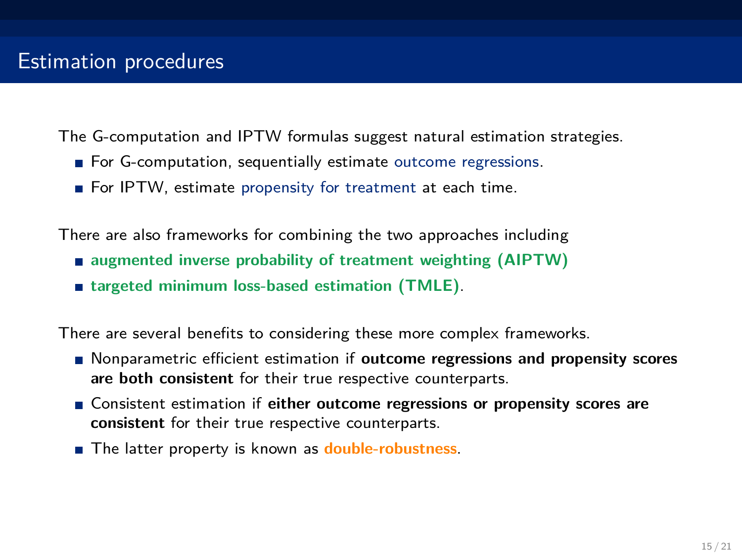# Estimation procedures

The G-computation and IPTW formulas suggest natural estimation strategies.

- For G-computation, sequentially estimate outcome regressions.
- For IPTW, estimate propensity for treatment at each time.

There are also frameworks for combining the two approaches including

- **augmented inverse probability of treatment weighting (AIPTW)**
- **targeted minimum loss-based estimation (TMLE)**.

There are several benefits to considering these more complex frameworks.

- Nonparametric efficient estimation if **outcome regressions and propensity scores are both consistent** for their true respective counterparts.
- Consistent estimation if **either outcome regressions or propensity scores are consistent** for their true respective counterparts.
- The latter property is known as **double-robustness**.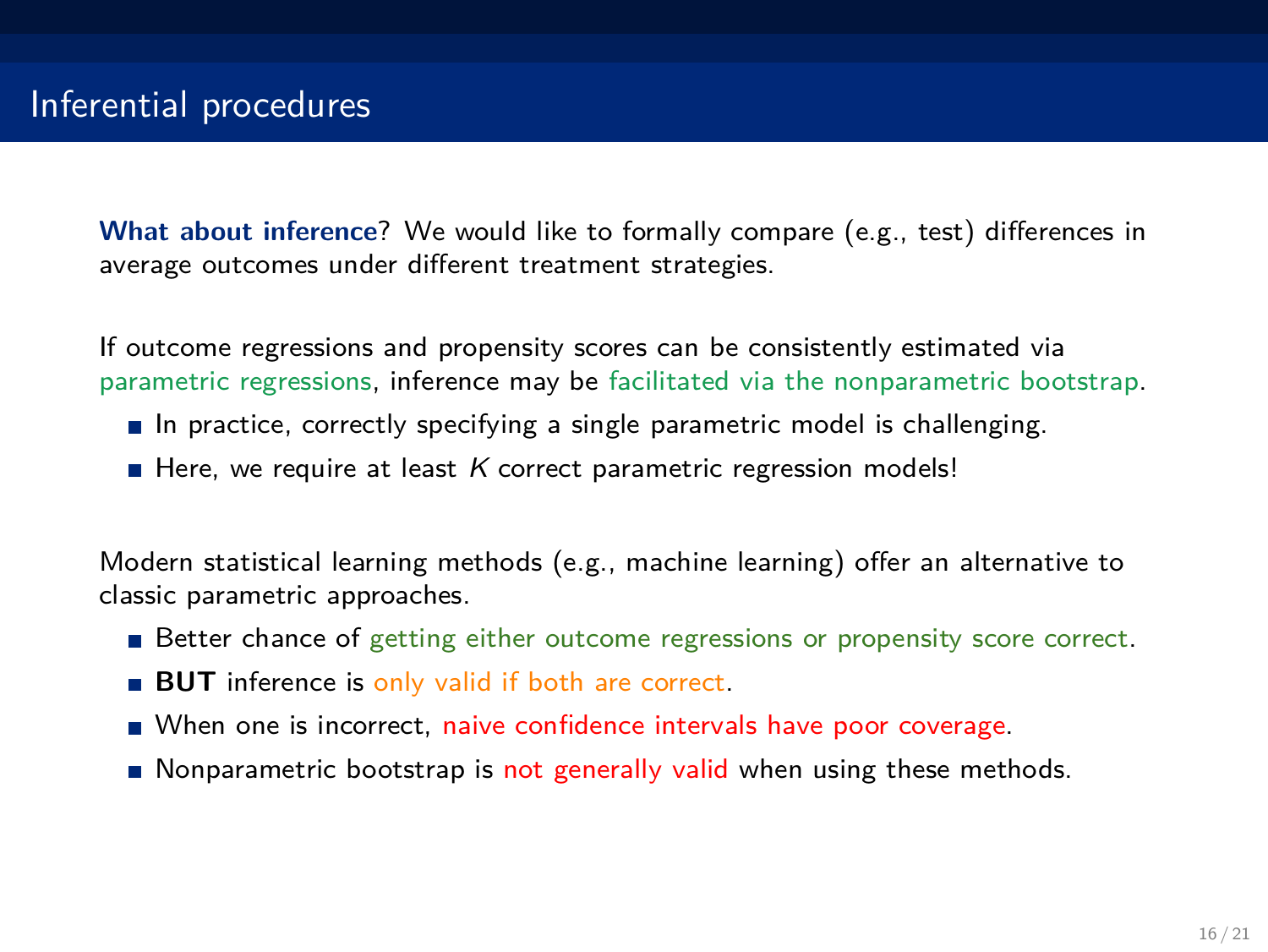# Inferential procedures

**What about inference**? We would like to formally compare (e.g., test) differences in average outcomes under different treatment strategies.

If outcome regressions and propensity scores can be consistently estimated via parametric regressions, inference may be facilitated via the nonparametric bootstrap.

- In practice, correctly specifying a single parametric model is challenging.
- Here, we require at least $K$ correct parametric regression models!

Modern statistical learning methods (e.g., machine learning) offer an alternative to classic parametric approaches.

- Better chance of getting either outcome regressions or propensity score correct.
- **BUT** inference is only valid if both are correct.
- When one is incorrect, naive confidence intervals have poor coverage.
- Nonparametric bootstrap is not generally valid when using these methods.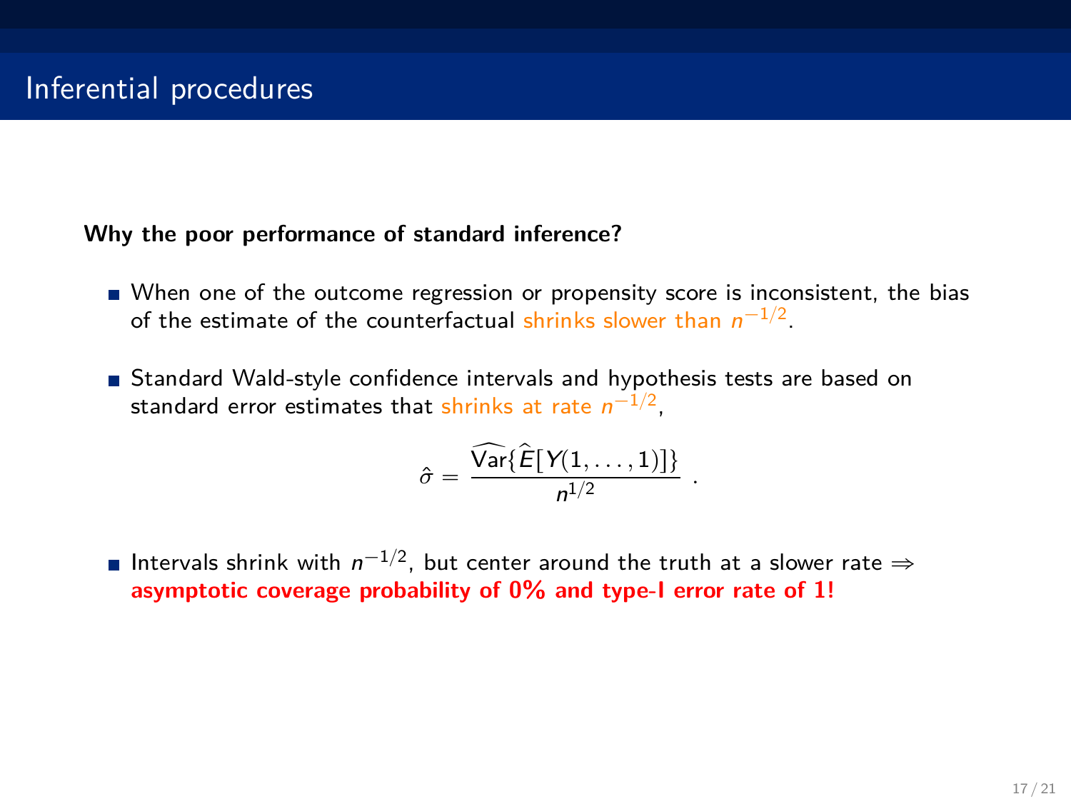# Inferential procedures

**Why the poor performance of standard inference?**

- When one of the outcome regression or propensity score is inconsistent, the bias of the estimate of the counterfactual shrinks slower than $n^{-1/2}$.
- Standard Wald-style confidence intervals and hypothesis tests are based on standard error estimates that shrinks at rate $n^{-1/2}$,

$$\hat{\sigma} = \frac{\widehat{\text{Var}}\{\widehat{E}[Y(1,\ldots,1)]\}}{n^{1/2}} \ .$$

- Intervals shrink with $n^{-1/2}$, but center around the truth at a slower rate $\Rightarrow$ **asymptotic coverage probability of 0% and type-I error rate of 1!**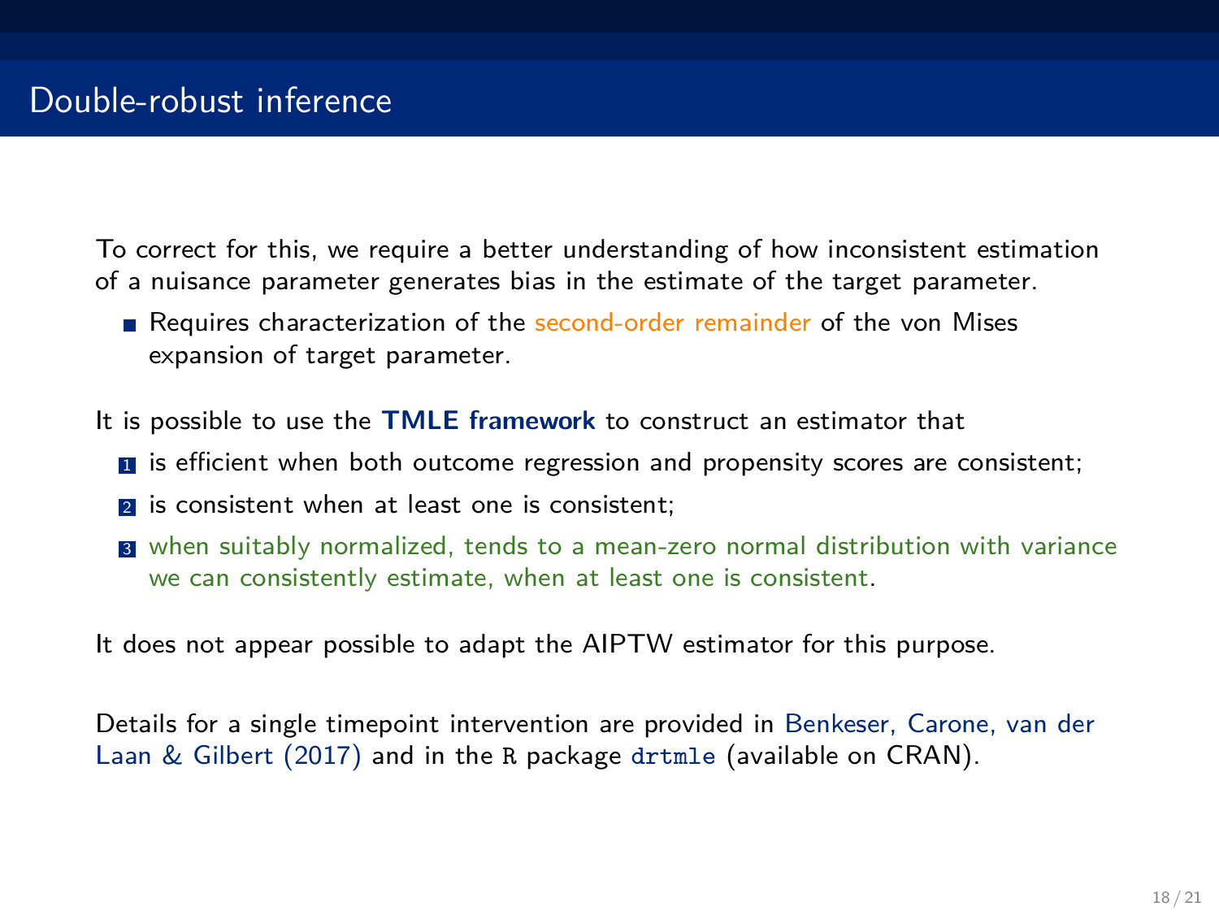# Double-robust inference

To correct for this, we require a better understanding of how inconsistent estimation of a nuisance parameter generates bias in the estimate of the target parameter.

- Requires characterization of the second-order remainder of the von Mises expansion of target parameter.

It is possible to use the **TMLE framework** to construct an estimator that

1. is efficient when both outcome regression and propensity scores are consistent;
2. is consistent when at least one is consistent;
3. when suitably normalized, tends to a mean-zero normal distribution with variance we can consistently estimate, when at least one is consistent.

It does not appear possible to adapt the AIPTW estimator for this purpose.

Details for a single timepoint intervention are provided in Benkeser, Carone, van der Laan & Gilbert (2017) and in the `R` package `drtmle` (available on CRAN).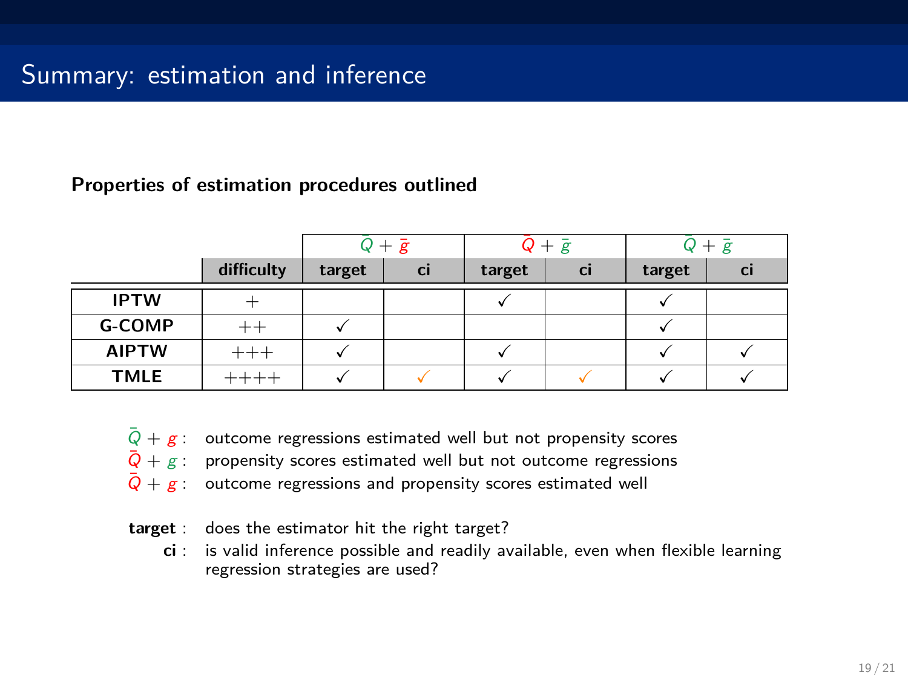# Summary: estimation and inference

**Properties of estimation procedures outlined**

| | | $\bar{Q} + \bar{g}$ | | $\bar{Q} + \bar{g}$ | | $\bar{Q} + \bar{g}$ | |
|---|---|---|---|---|---|---|---|
| | **difficulty** | **target** | **ci** | **target** | **ci** | **target** | **ci** |
| **IPTW** | $+$ | | | ✓ | | ✓ | |
| **G-COMP** | $++$ | ✓ | | | | ✓ | |
| **AIPTW** | $+++$ | ✓ | | ✓ | | ✓ | ✓ |
| **TMLE** | $++++$ | ✓ | ✓ | ✓ | ✓ | ✓ | ✓ |

$\bar{Q} + g$ : outcome regressions estimated well but not propensity scores

$\bar{Q} + g$ : propensity scores estimated well but not outcome regressions

$\bar{Q} + g$ : outcome regressions and propensity scores estimated well

**target** : does the estimator hit the right target?

**ci** : is valid inference possible and readily available, even when flexible learning regression strategies are used?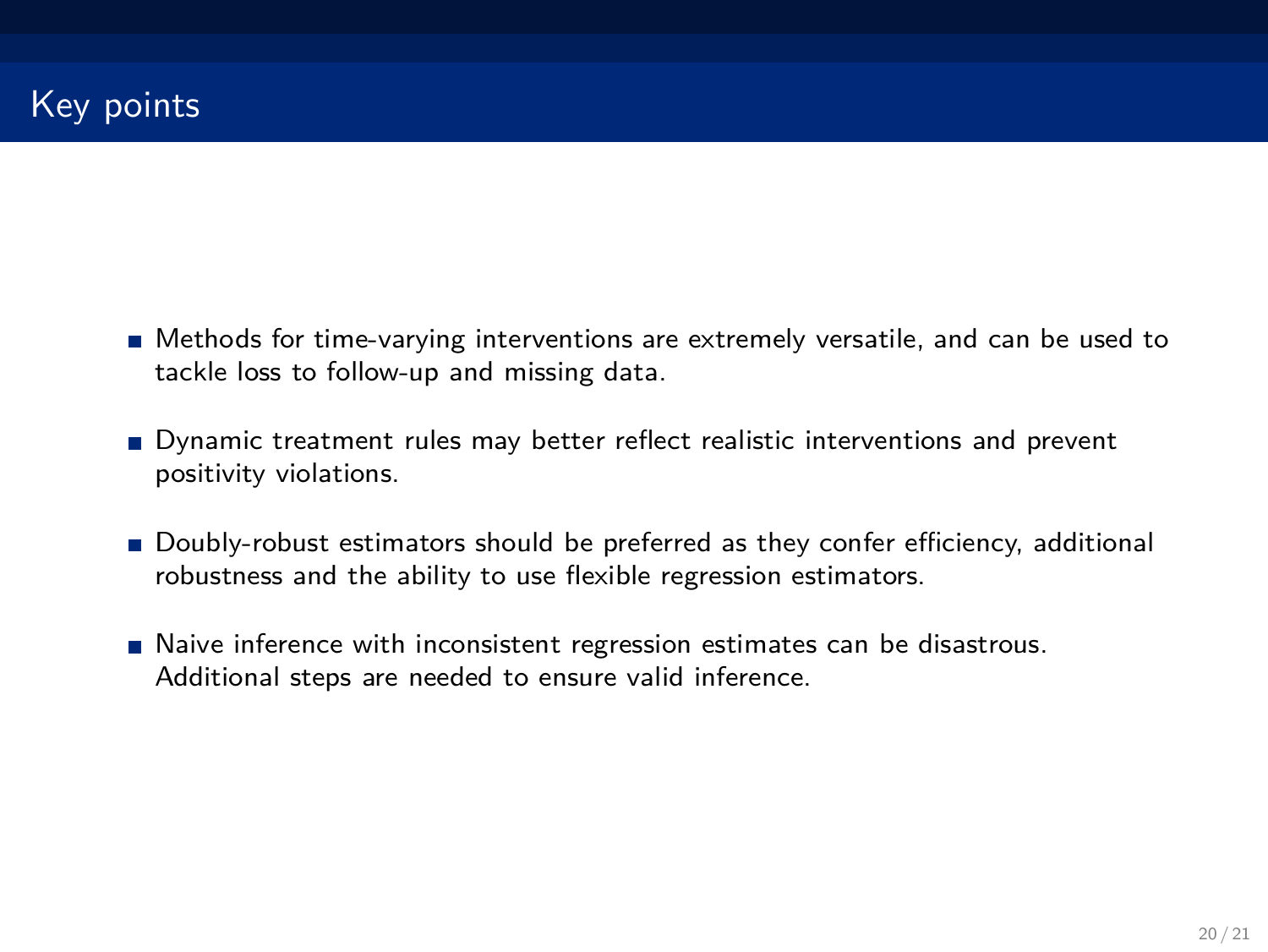# Key points

- Methods for time-varying interventions are extremely versatile, and can be used to tackle loss to follow-up and missing data.
- Dynamic treatment rules may better reflect realistic interventions and prevent positivity violations.
- Doubly-robust estimators should be preferred as they confer efficiency, additional robustness and the ability to use flexible regression estimators.
- Naive inference with inconsistent regression estimates can be disastrous. Additional steps are needed to ensure valid inference.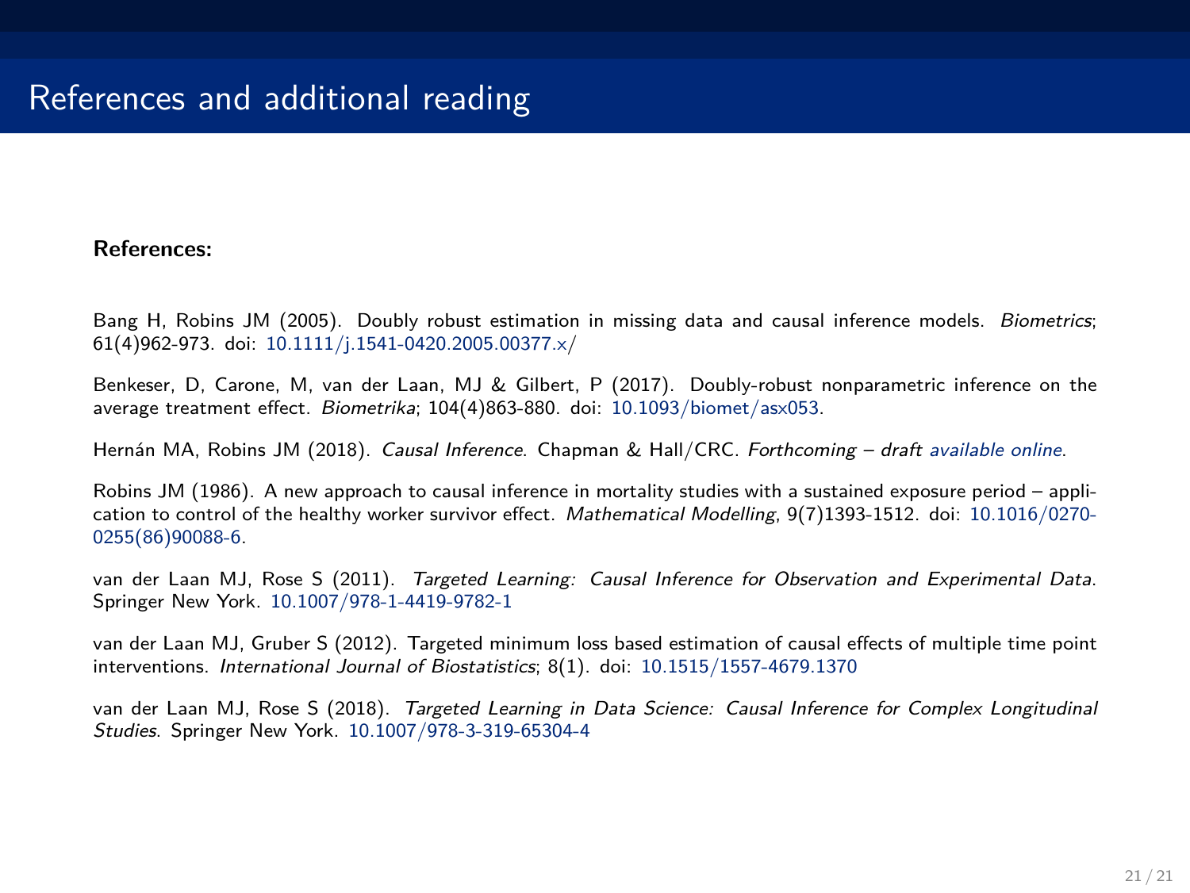# References and additional reading

**References:**

Bang H, Robins JM (2005). Doubly robust estimation in missing data and causal inference models. *Biometrics*; 61(4)962-973. doi: 10.1111/j.1541-0420.2005.00377.x/

Benkeser, D, Carone, M, van der Laan, MJ & Gilbert, P (2017). Doubly-robust nonparametric inference on the average treatment effect. *Biometrika*; 104(4)863-880. doi: 10.1093/biomet/asx053.

Hernán MA, Robins JM (2018). *Causal Inference*. Chapman & Hall/CRC. *Forthcoming – draft available online*.

Robins JM (1986). A new approach to causal inference in mortality studies with a sustained exposure period – application to control of the healthy worker survivor effect. *Mathematical Modelling*, 9(7)1393-1512. doi: 10.1016/0270-0255(86)90088-6.

van der Laan MJ, Rose S (2011). *Targeted Learning: Causal Inference for Observation and Experimental Data*. Springer New York. 10.1007/978-1-4419-9782-1

van der Laan MJ, Gruber S (2012). Targeted minimum loss based estimation of causal effects of multiple time point interventions. *International Journal of Biostatistics*; 8(1). doi: 10.1515/1557-4679.1370

van der Laan MJ, Rose S (2018). *Targeted Learning in Data Science: Causal Inference for Complex Longitudinal Studies*. Springer New York. 10.1007/978-3-319-65304-4